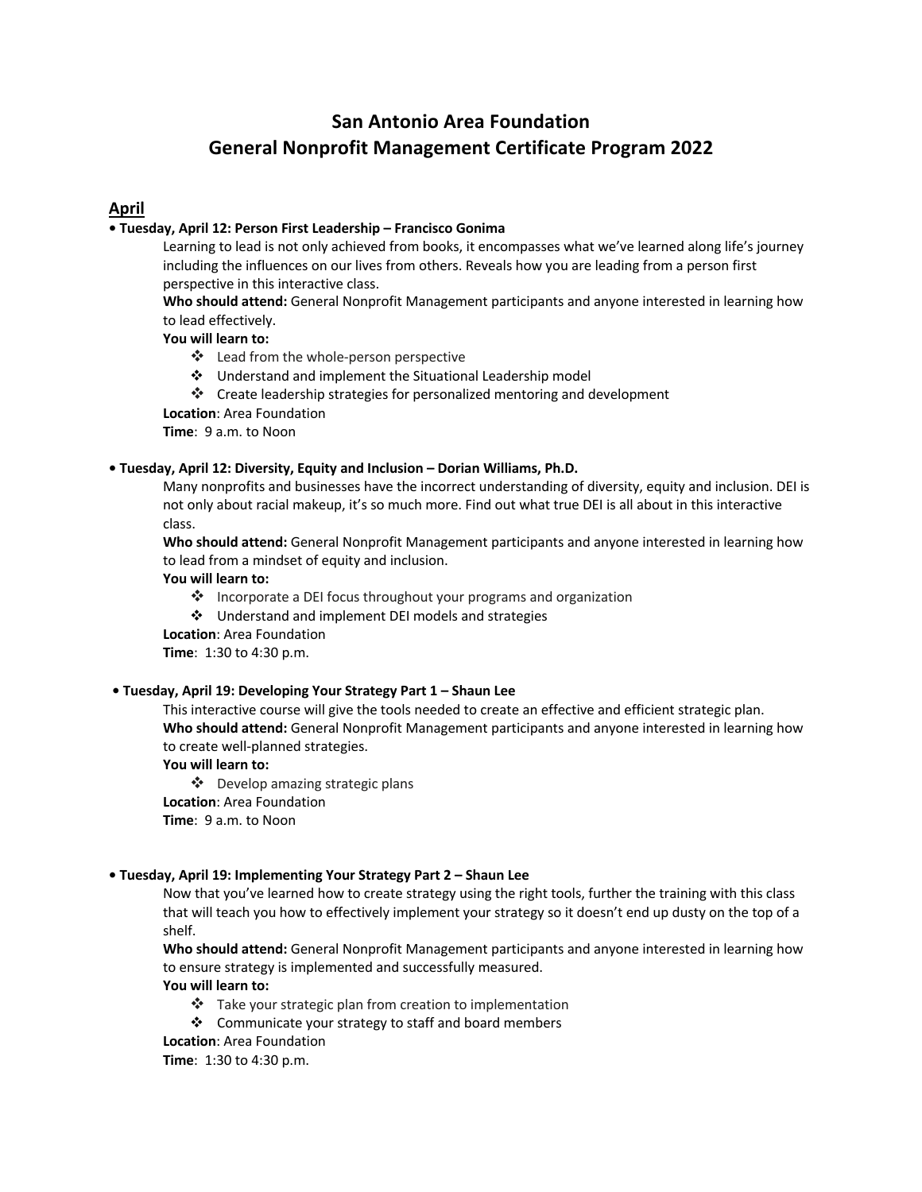# San Antonio Area Foundation
# General Nonprofit Management Certificate Program 2022

## April

**• Tuesday, April 12: Person First Leadership – Francisco Gonima**

Learning to lead is not only achieved from books, it encompasses what we've learned along life's journey including the influences on our lives from others. Reveals how you are leading from a person first perspective in this interactive class.

**Who should attend:** General Nonprofit Management participants and anyone interested in learning how to lead effectively.

**You will learn to:**

- ❖ Lead from the whole-person perspective
- ❖ Understand and implement the Situational Leadership model
- ❖ Create leadership strategies for personalized mentoring and development

**Location**: Area Foundation
**Time**: 9 a.m. to Noon

**• Tuesday, April 12: Diversity, Equity and Inclusion – Dorian Williams, Ph.D.**

Many nonprofits and businesses have the incorrect understanding of diversity, equity and inclusion. DEI is not only about racial makeup, it's so much more. Find out what true DEI is all about in this interactive class.

**Who should attend:** General Nonprofit Management participants and anyone interested in learning how to lead from a mindset of equity and inclusion.

**You will learn to:**

- ❖ Incorporate a DEI focus throughout your programs and organization
- ❖ Understand and implement DEI models and strategies

**Location**: Area Foundation
**Time**: 1:30 to 4:30 p.m.

**• Tuesday, April 19: Developing Your Strategy Part 1 – Shaun Lee**

This interactive course will give the tools needed to create an effective and efficient strategic plan.

**Who should attend:** General Nonprofit Management participants and anyone interested in learning how to create well-planned strategies.

**You will learn to:**

- ❖ Develop amazing strategic plans

**Location**: Area Foundation
**Time**: 9 a.m. to Noon

**• Tuesday, April 19: Implementing Your Strategy Part 2 – Shaun Lee**

Now that you've learned how to create strategy using the right tools, further the training with this class that will teach you how to effectively implement your strategy so it doesn't end up dusty on the top of a shelf.

**Who should attend:** General Nonprofit Management participants and anyone interested in learning how to ensure strategy is implemented and successfully measured.

**You will learn to:**

- ❖ Take your strategic plan from creation to implementation
- ❖ Communicate your strategy to staff and board members

**Location**: Area Foundation
**Time**: 1:30 to 4:30 p.m.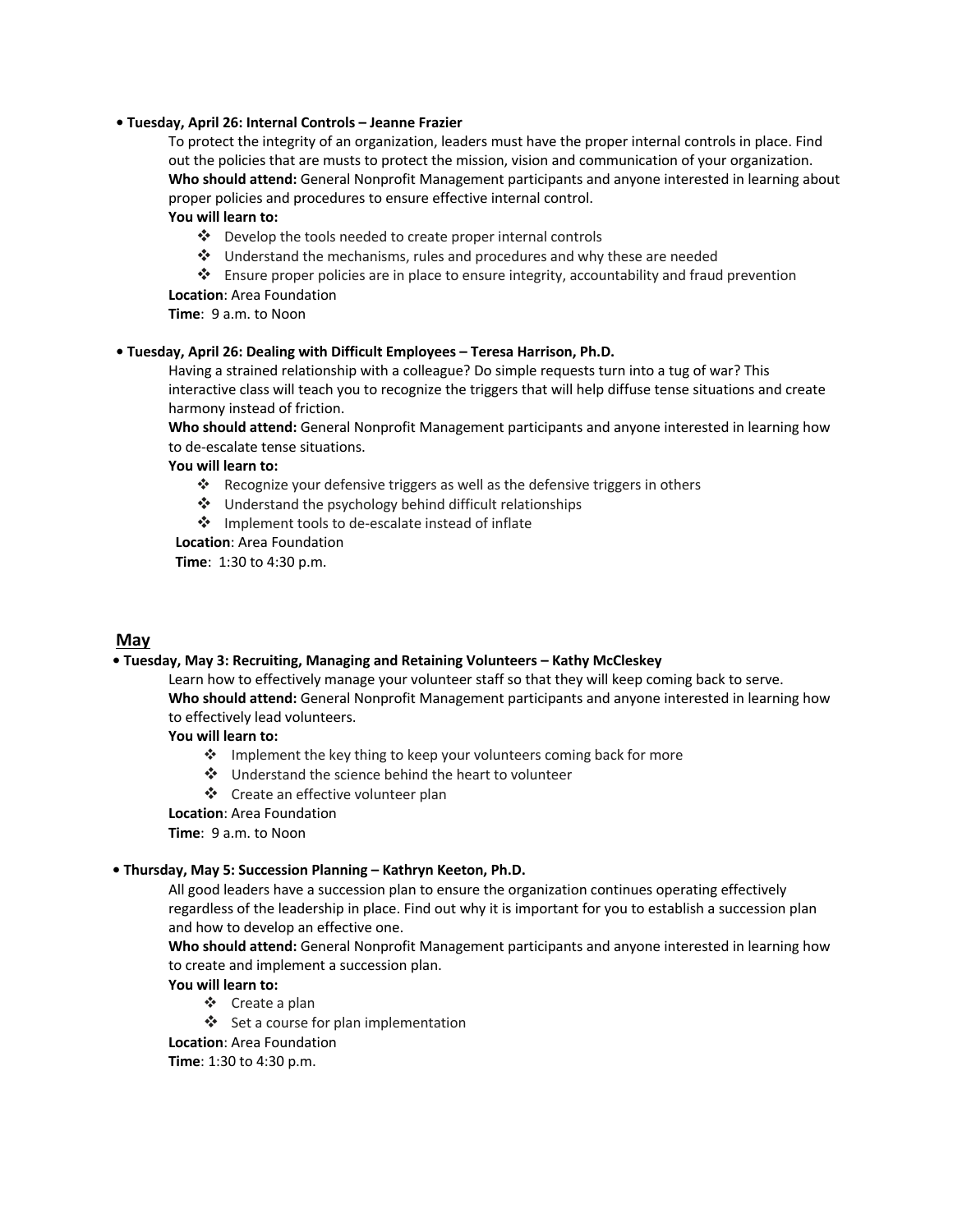- **Tuesday, April 26: Internal Controls – Jeanne Frazier**

  To protect the integrity of an organization, leaders must have the proper internal controls in place. Find out the policies that are musts to protect the mission, vision and communication of your organization.

  **Who should attend:** General Nonprofit Management participants and anyone interested in learning about proper policies and procedures to ensure effective internal control.

  **You will learn to:**

  - Develop the tools needed to create proper internal controls
  - Understand the mechanisms, rules and procedures and why these are needed
  - Ensure proper policies are in place to ensure integrity, accountability and fraud prevention

  **Location**: Area Foundation

  **Time**: 9 a.m. to Noon

- **Tuesday, April 26: Dealing with Difficult Employees – Teresa Harrison, Ph.D.**

  Having a strained relationship with a colleague? Do simple requests turn into a tug of war? This interactive class will teach you to recognize the triggers that will help diffuse tense situations and create harmony instead of friction.

  **Who should attend:** General Nonprofit Management participants and anyone interested in learning how to de-escalate tense situations.

  **You will learn to:**

  - Recognize your defensive triggers as well as the defensive triggers in others
  - Understand the psychology behind difficult relationships
  - Implement tools to de-escalate instead of inflate

  **Location**: Area Foundation

  **Time**: 1:30 to 4:30 p.m.

## May

- **Tuesday, May 3: Recruiting, Managing and Retaining Volunteers – Kathy McCleskey**

  Learn how to effectively manage your volunteer staff so that they will keep coming back to serve.

  **Who should attend:** General Nonprofit Management participants and anyone interested in learning how to effectively lead volunteers.

  **You will learn to:**

  - Implement the key thing to keep your volunteers coming back for more
  - Understand the science behind the heart to volunteer
  - Create an effective volunteer plan

  **Location**: Area Foundation

  **Time**: 9 a.m. to Noon

- **Thursday, May 5: Succession Planning – Kathryn Keeton, Ph.D.**

  All good leaders have a succession plan to ensure the organization continues operating effectively regardless of the leadership in place. Find out why it is important for you to establish a succession plan and how to develop an effective one.

  **Who should attend:** General Nonprofit Management participants and anyone interested in learning how to create and implement a succession plan.

  **You will learn to:**

  - Create a plan
  - Set a course for plan implementation

  **Location**: Area Foundation

  **Time**: 1:30 to 4:30 p.m.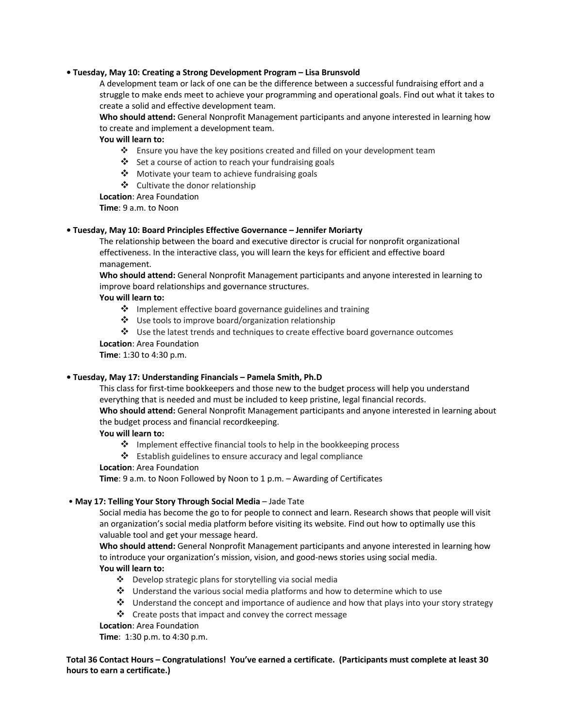- **Tuesday, May 10: Creating a Strong Development Program – Lisa Brunsvold**

  A development team or lack of one can be the difference between a successful fundraising effort and a struggle to make ends meet to achieve your programming and operational goals. Find out what it takes to create a solid and effective development team.

  **Who should attend:** General Nonprofit Management participants and anyone interested in learning how to create and implement a development team.

  **You will learn to:**
  - Ensure you have the key positions created and filled on your development team
  - Set a course of action to reach your fundraising goals
  - Motivate your team to achieve fundraising goals
  - Cultivate the donor relationship

  **Location**: Area Foundation

  **Time**: 9 a.m. to Noon

- **Tuesday, May 10: Board Principles Effective Governance – Jennifer Moriarty**

  The relationship between the board and executive director is crucial for nonprofit organizational effectiveness. In the interactive class, you will learn the keys for efficient and effective board management.

  **Who should attend:** General Nonprofit Management participants and anyone interested in learning to improve board relationships and governance structures.

  **You will learn to:**
  - Implement effective board governance guidelines and training
  - Use tools to improve board/organization relationship
  - Use the latest trends and techniques to create effective board governance outcomes

  **Location**: Area Foundation

  **Time**: 1:30 to 4:30 p.m.

- **Tuesday, May 17: Understanding Financials – Pamela Smith, Ph.D**

  This class for first-time bookkeepers and those new to the budget process will help you understand everything that is needed and must be included to keep pristine, legal financial records.

  **Who should attend:** General Nonprofit Management participants and anyone interested in learning about the budget process and financial recordkeeping.

  **You will learn to:**
  - Implement effective financial tools to help in the bookkeeping process
  - Establish guidelines to ensure accuracy and legal compliance

  **Location**: Area Foundation

  **Time**: 9 a.m. to Noon Followed by Noon to 1 p.m. – Awarding of Certificates

- **May 17: Telling Your Story Through Social Media** – Jade Tate

  Social media has become the go to for people to connect and learn. Research shows that people will visit an organization's social media platform before visiting its website. Find out how to optimally use this valuable tool and get your message heard.

  **Who should attend:** General Nonprofit Management participants and anyone interested in learning how to introduce your organization's mission, vision, and good-news stories using social media.

  **You will learn to:**
  - Develop strategic plans for storytelling via social media
  - Understand the various social media platforms and how to determine which to use
  - Understand the concept and importance of audience and how that plays into your story strategy
  - Create posts that impact and convey the correct message

  **Location**: Area Foundation

  **Time**: 1:30 p.m. to 4:30 p.m.

**Total 36 Contact Hours – Congratulations! You've earned a certificate. (Participants must complete at least 30 hours to earn a certificate.)**